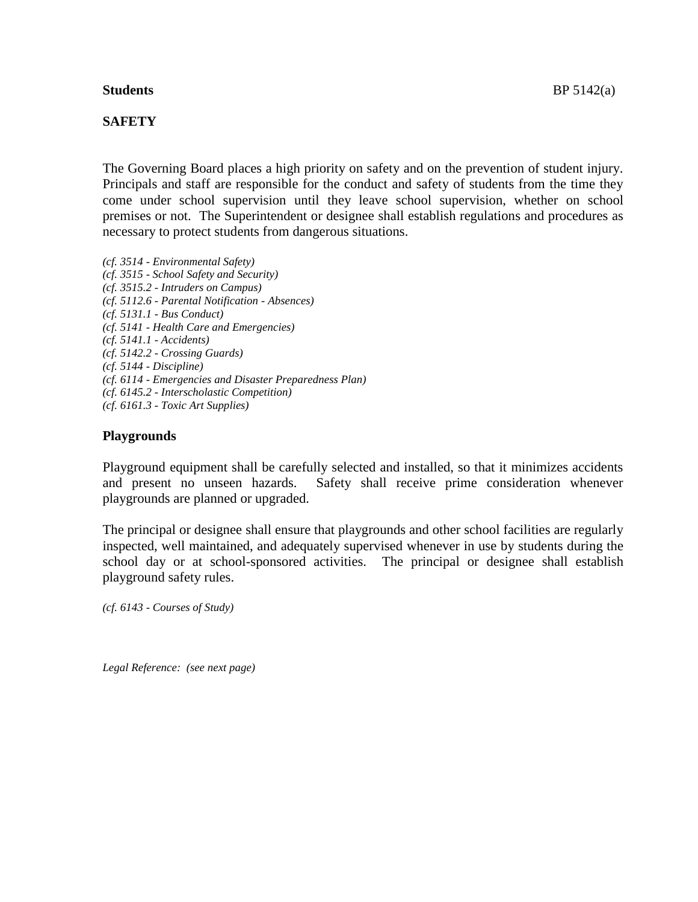**Students** BP 5142(a)

## SAFETY

The Governing Board places a high priority on safety and on the prevention of student injury. Principals and staff are responsible for the conduct and safety of students from the time they come under school supervision until they leave school supervision, whether on school premises or not. The Superintendent or designee shall establish regulations and procedures as necessary to protect students from dangerous situations.

*(cf. 3514 - Environmental Safety)*
*(cf. 3515 - School Safety and Security)*
*(cf. 3515.2 - Intruders on Campus)*
*(cf. 5112.6 - Parental Notification - Absences)*
*(cf. 5131.1 - Bus Conduct)*
*(cf. 5141 - Health Care and Emergencies)*
*(cf. 5141.1 - Accidents)*
*(cf. 5142.2 - Crossing Guards)*
*(cf. 5144 - Discipline)*
*(cf. 6114 - Emergencies and Disaster Preparedness Plan)*
*(cf. 6145.2 - Interscholastic Competition)*
*(cf. 6161.3 - Toxic Art Supplies)*

### Playgrounds

Playground equipment shall be carefully selected and installed, so that it minimizes accidents and present no unseen hazards. Safety shall receive prime consideration whenever playgrounds are planned or upgraded.

The principal or designee shall ensure that playgrounds and other school facilities are regularly inspected, well maintained, and adequately supervised whenever in use by students during the school day or at school-sponsored activities. The principal or designee shall establish playground safety rules.

*(cf. 6143 - Courses of Study)*

*Legal Reference: (see next page)*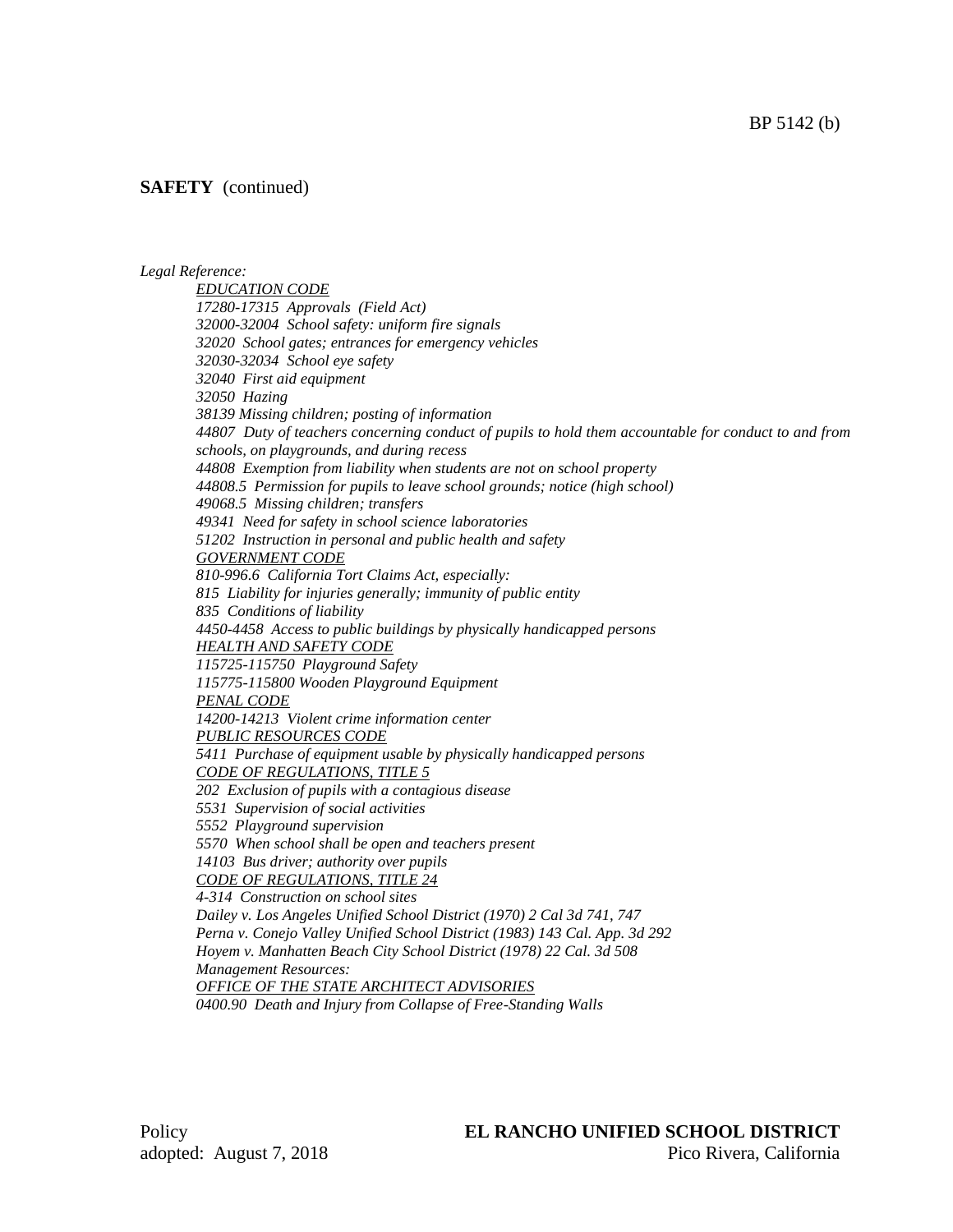**SAFETY** (continued)

*Legal Reference:*

*EDUCATION CODE*

*17280-17315 Approvals (Field Act)*

*32000-32004 School safety: uniform fire signals*

*32020 School gates; entrances for emergency vehicles*

*32030-32034 School eye safety*

*32040 First aid equipment*

*32050 Hazing*

*38139 Missing children; posting of information*

*44807 Duty of teachers concerning conduct of pupils to hold them accountable for conduct to and from schools, on playgrounds, and during recess*

*44808 Exemption from liability when students are not on school property*

*44808.5 Permission for pupils to leave school grounds; notice (high school)*

*49068.5 Missing children; transfers*

*49341 Need for safety in school science laboratories*

*51202 Instruction in personal and public health and safety*

*GOVERNMENT CODE*

*810-996.6 California Tort Claims Act, especially:*

*815 Liability for injuries generally; immunity of public entity*

*835 Conditions of liability*

*4450-4458 Access to public buildings by physically handicapped persons*

*HEALTH AND SAFETY CODE*

*115725-115750 Playground Safety*

*115775-115800 Wooden Playground Equipment*

*PENAL CODE*

*14200-14213 Violent crime information center*

*PUBLIC RESOURCES CODE*

*5411 Purchase of equipment usable by physically handicapped persons*

*CODE OF REGULATIONS, TITLE 5*

*202 Exclusion of pupils with a contagious disease*

*5531 Supervision of social activities*

*5552 Playground supervision*

*5570 When school shall be open and teachers present*

*14103 Bus driver; authority over pupils*

*CODE OF REGULATIONS, TITLE 24*

*4-314 Construction on school sites*

*Dailey v. Los Angeles Unified School District (1970) 2 Cal 3d 741, 747*

*Perna v. Conejo Valley Unified School District (1983) 143 Cal. App. 3d 292*

*Hoyem v. Manhatten Beach City School District (1978) 22 Cal. 3d 508*

*Management Resources:*

*OFFICE OF THE STATE ARCHITECT ADVISORIES*

*0400.90 Death and Injury from Collapse of Free-Standing Walls*

Policy
adopted: August 7, 2018

**EL RANCHO UNIFIED SCHOOL DISTRICT**
Pico Rivera, California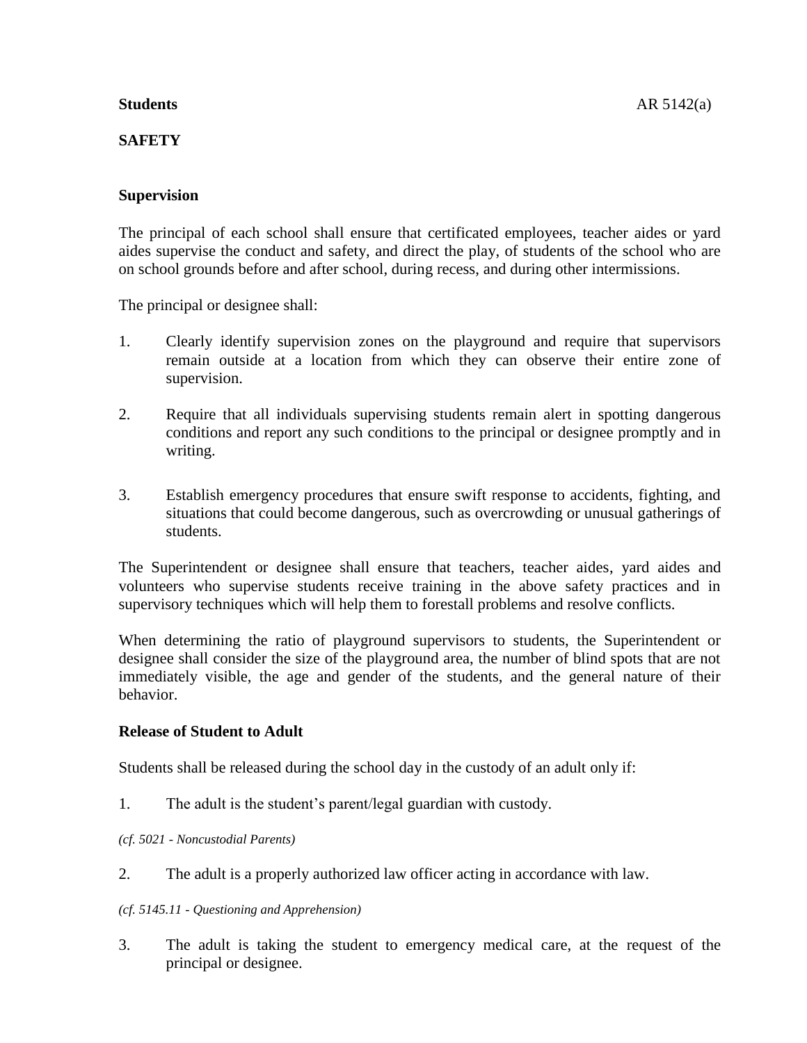**Students** AR 5142(a)

**SAFETY**

**Supervision**

The principal of each school shall ensure that certificated employees, teacher aides or yard aides supervise the conduct and safety, and direct the play, of students of the school who are on school grounds before and after school, during recess, and during other intermissions.

The principal or designee shall:

1. Clearly identify supervision zones on the playground and require that supervisors remain outside at a location from which they can observe their entire zone of supervision.

2. Require that all individuals supervising students remain alert in spotting dangerous conditions and report any such conditions to the principal or designee promptly and in writing.

3. Establish emergency procedures that ensure swift response to accidents, fighting, and situations that could become dangerous, such as overcrowding or unusual gatherings of students.

The Superintendent or designee shall ensure that teachers, teacher aides, yard aides and volunteers who supervise students receive training in the above safety practices and in supervisory techniques which will help them to forestall problems and resolve conflicts.

When determining the ratio of playground supervisors to students, the Superintendent or designee shall consider the size of the playground area, the number of blind spots that are not immediately visible, the age and gender of the students, and the general nature of their behavior.

**Release of Student to Adult**

Students shall be released during the school day in the custody of an adult only if:

1. The adult is the student's parent/legal guardian with custody.

*(cf. 5021 - Noncustodial Parents)*

2. The adult is a properly authorized law officer acting in accordance with law.

*(cf. 5145.11 - Questioning and Apprehension)*

3. The adult is taking the student to emergency medical care, at the request of the principal or designee.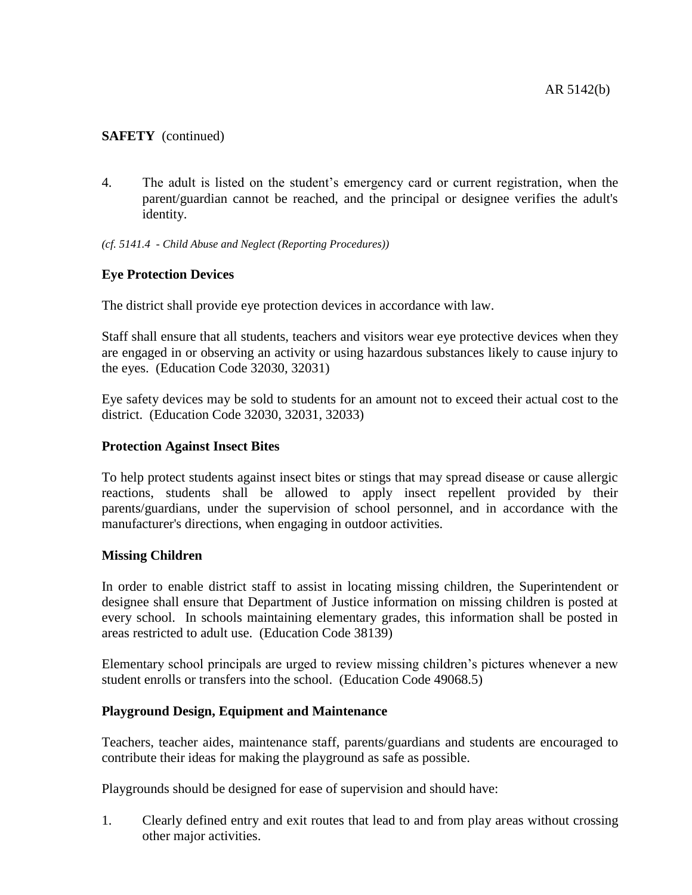**SAFETY** (continued)

4. The adult is listed on the student's emergency card or current registration, when the parent/guardian cannot be reached, and the principal or designee verifies the adult's identity.

*(cf. 5141.4 - Child Abuse and Neglect (Reporting Procedures))*

**Eye Protection Devices**

The district shall provide eye protection devices in accordance with law.

Staff shall ensure that all students, teachers and visitors wear eye protective devices when they are engaged in or observing an activity or using hazardous substances likely to cause injury to the eyes. (Education Code 32030, 32031)

Eye safety devices may be sold to students for an amount not to exceed their actual cost to the district. (Education Code 32030, 32031, 32033)

**Protection Against Insect Bites**

To help protect students against insect bites or stings that may spread disease or cause allergic reactions, students shall be allowed to apply insect repellent provided by their parents/guardians, under the supervision of school personnel, and in accordance with the manufacturer's directions, when engaging in outdoor activities.

**Missing Children**

In order to enable district staff to assist in locating missing children, the Superintendent or designee shall ensure that Department of Justice information on missing children is posted at every school. In schools maintaining elementary grades, this information shall be posted in areas restricted to adult use. (Education Code 38139)

Elementary school principals are urged to review missing children's pictures whenever a new student enrolls or transfers into the school. (Education Code 49068.5)

**Playground Design, Equipment and Maintenance**

Teachers, teacher aides, maintenance staff, parents/guardians and students are encouraged to contribute their ideas for making the playground as safe as possible.

Playgrounds should be designed for ease of supervision and should have:

1. Clearly defined entry and exit routes that lead to and from play areas without crossing other major activities.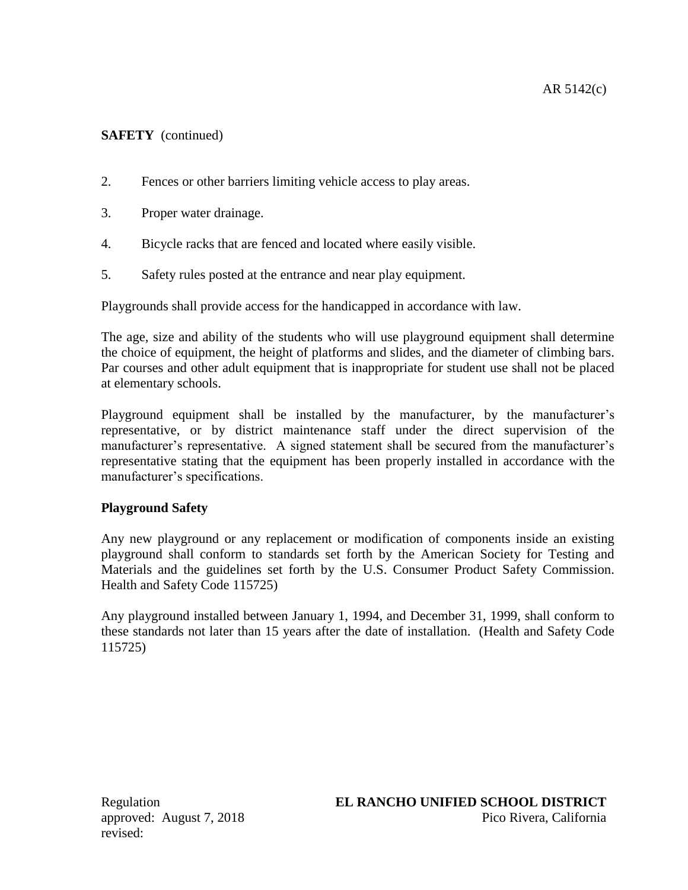**SAFETY** (continued)

2. Fences or other barriers limiting vehicle access to play areas.

3. Proper water drainage.

4. Bicycle racks that are fenced and located where easily visible.

5. Safety rules posted at the entrance and near play equipment.

Playgrounds shall provide access for the handicapped in accordance with law.

The age, size and ability of the students who will use playground equipment shall determine the choice of equipment, the height of platforms and slides, and the diameter of climbing bars. Par courses and other adult equipment that is inappropriate for student use shall not be placed at elementary schools.

Playground equipment shall be installed by the manufacturer, by the manufacturer's representative, or by district maintenance staff under the direct supervision of the manufacturer's representative. A signed statement shall be secured from the manufacturer's representative stating that the equipment has been properly installed in accordance with the manufacturer's specifications.

**Playground Safety**

Any new playground or any replacement or modification of components inside an existing playground shall conform to standards set forth by the American Society for Testing and Materials and the guidelines set forth by the U.S. Consumer Product Safety Commission. Health and Safety Code 115725)

Any playground installed between January 1, 1994, and December 31, 1999, shall conform to these standards not later than 15 years after the date of installation. (Health and Safety Code 115725)

Regulation
approved: August 7, 2018
revised:

**EL RANCHO UNIFIED SCHOOL DISTRICT**
Pico Rivera, California